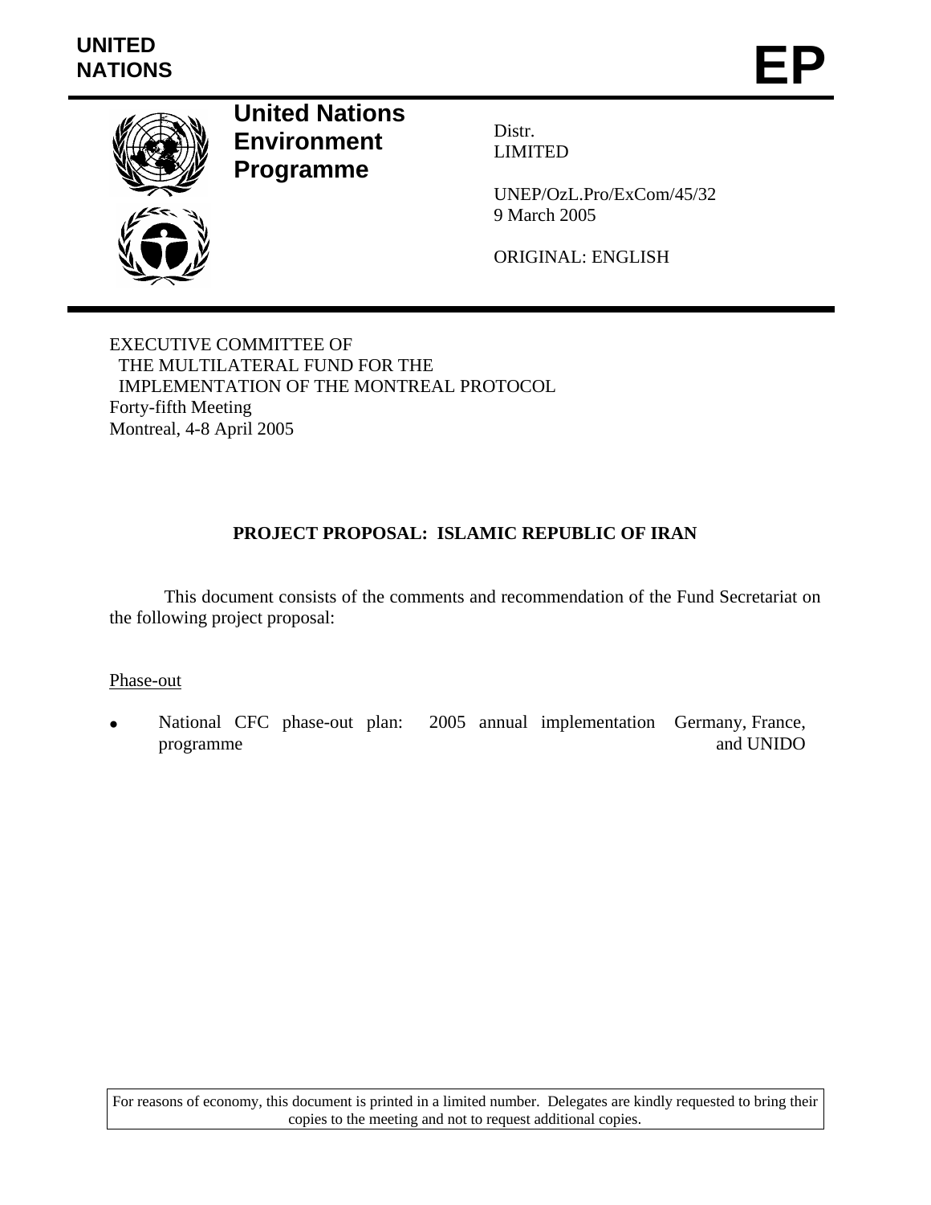**UNITED NATIONS**

# EP

**United Nations Environment Programme**

Distr.
LIMITED

UNEP/OzL.Pro/ExCom/45/32
9 March 2005

ORIGINAL: ENGLISH

EXECUTIVE COMMITTEE OF
THE MULTILATERAL FUND FOR THE
IMPLEMENTATION OF THE MONTREAL PROTOCOL
Forty-fifth Meeting
Montreal, 4-8 April 2005

## PROJECT PROPOSAL: ISLAMIC REPUBLIC OF IRAN

This document consists of the comments and recommendation of the Fund Secretariat on the following project proposal:

Phase-out

- National CFC phase-out plan: 2005 annual implementation programme — Germany, France, and UNIDO

For reasons of economy, this document is printed in a limited number. Delegates are kindly requested to bring their copies to the meeting and not to request additional copies.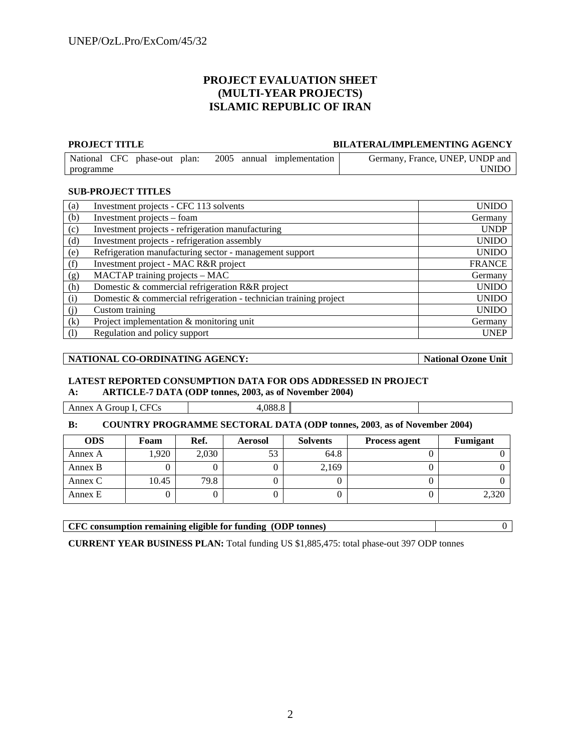# PROJECT EVALUATION SHEET
# (MULTI-YEAR PROJECTS)
# ISLAMIC REPUBLIC OF IRAN

| PROJECT TITLE | BILATERAL/IMPLEMENTING AGENCY |
|---|---|
| National CFC phase-out plan: 2005 annual implementation programme | Germany, France, UNEP, UNDP and UNIDO |

**SUB-PROJECT TITLES**

| | | |
|---|---|---|
| (a) | Investment projects - CFC 113 solvents | UNIDO |
| (b) | Investment projects – foam | Germany |
| (c) | Investment projects - refrigeration manufacturing | UNDP |
| (d) | Investment projects - refrigeration assembly | UNIDO |
| (e) | Refrigeration manufacturing sector - management support | UNIDO |
| (f) | Investment project - MAC R&R project | FRANCE |
| (g) | MACTAP training projects – MAC | Germany |
| (h) | Domestic & commercial refrigeration R&R project | UNIDO |
| (i) | Domestic & commercial refrigeration - technician training project | UNIDO |
| (j) | Custom training | UNIDO |
| (k) | Project implementation & monitoring unit | Germany |
| (l) | Regulation and policy support | UNEP |

| NATIONAL CO-ORDINATING AGENCY: | National Ozone Unit |
|---|---|

**LATEST REPORTED CONSUMPTION DATA FOR ODS ADDRESSED IN PROJECT**

**A: ARTICLE-7 DATA (ODP tonnes, 2003, as of November 2004)**

| | | | |
|---|---|---|---|
| Annex A Group I, CFCs | 4,088.8 | | |

**B: COUNTRY PROGRAMME SECTORAL DATA (ODP tonnes, 2003, as of November 2004)**

| ODS | Foam | Ref. | Aerosol | Solvents | Process agent | Fumigant |
|---|---|---|---|---|---|---|
| Annex A | 1,920 | 2,030 | 53 | 64.8 | 0 | 0 |
| Annex B | 0 | 0 | 0 | 2,169 | 0 | 0 |
| Annex C | 10.45 | 79.8 | 0 | 0 | 0 | 0 |
| Annex E | 0 | 0 | 0 | 0 | 0 | 2,320 |

| CFC consumption remaining eligible for funding (ODP tonnes) | 0 |
|---|---|

**CURRENT YEAR BUSINESS PLAN:** Total funding US $1,885,475: total phase-out 397 ODP tonnes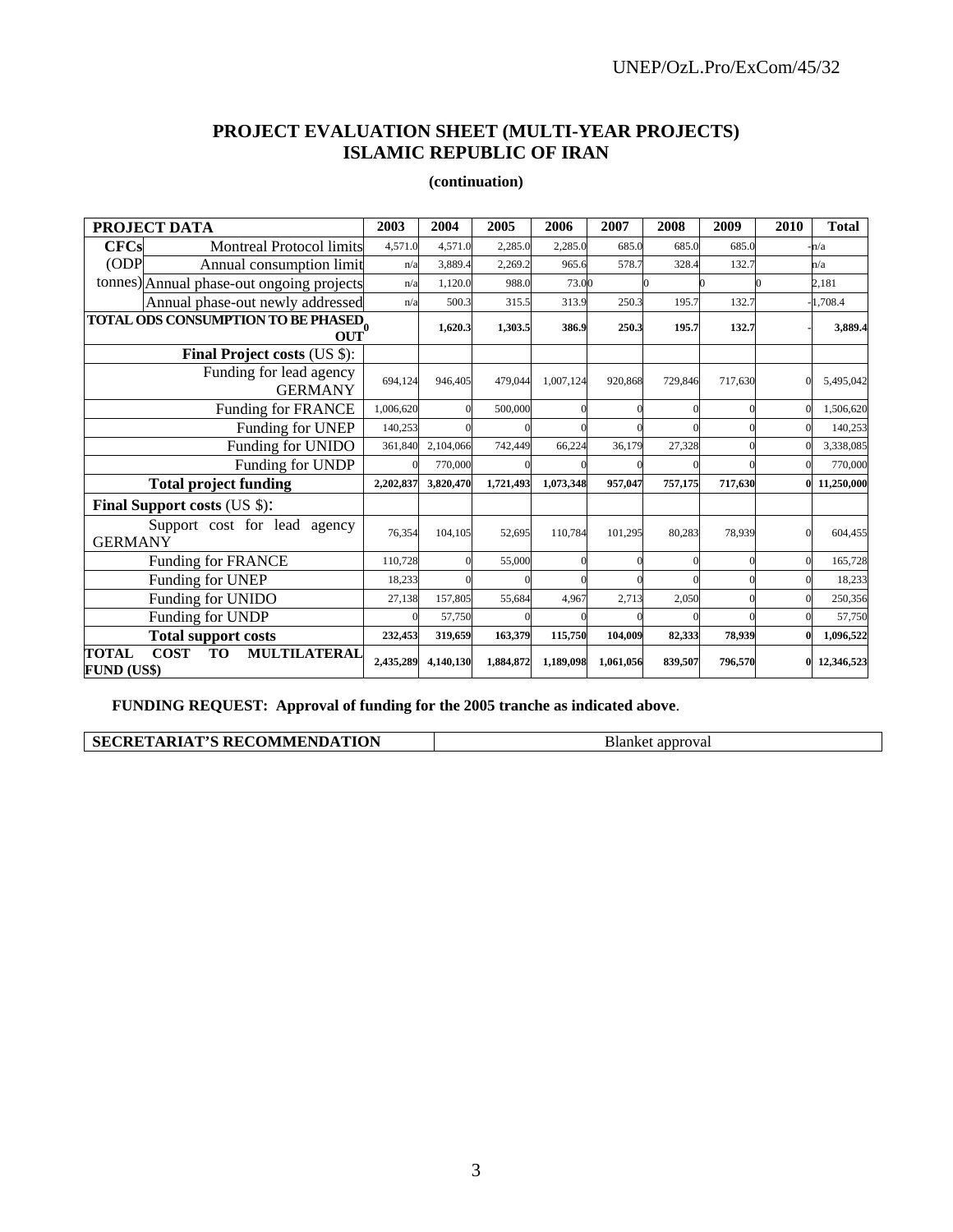## PROJECT EVALUATION SHEET (MULTI-YEAR PROJECTS)
## ISLAMIC REPUBLIC OF IRAN

**(continuation)**

| PROJECT DATA | | 2003 | 2004 | 2005 | 2006 | 2007 | 2008 | 2009 | 2010 | Total |
|---|---|---|---|---|---|---|---|---|---|---|
| CFCs (ODP tonnes) | Montreal Protocol limits | 4,571.0 | 4,571.0 | 2,285.0 | 2,285.0 | 685.0 | 685.0 | 685.0 | - | n/a |
| | Annual consumption limit | n/a | 3,889.4 | 2,269.2 | 965.6 | 578.7 | 328.4 | 132.7 | | n/a |
| | Annual phase-out ongoing projects | n/a | 1,120.0 | 988.0 | 73.0 | 0 | 0 | 0 | 0 | 2,181 |
| | Annual phase-out newly addressed | n/a | 500.3 | 315.5 | 313.9 | 250.3 | 195.7 | 132.7 | - | 1,708.4 |
| **TOTAL ODS CONSUMPTION TO BE PHASED OUT** | | 0 | **1,620.3** | **1,303.5** | **386.9** | **250.3** | **195.7** | **132.7** | - | **3,889.4** |
| **Final Project costs** (US $): | | | | | | | | | | |
| Funding for lead agency GERMANY | | 694,124 | 946,405 | 479,044 | 1,007,124 | 920,868 | 729,846 | 717,630 | 0 | 5,495,042 |
| Funding for FRANCE | | 1,006,620 | 0 | 500,000 | 0 | 0 | 0 | 0 | 0 | 1,506,620 |
| Funding for UNEP | | 140,253 | 0 | 0 | 0 | 0 | 0 | 0 | 0 | 140,253 |
| Funding for UNIDO | | 361,840 | 2,104,066 | 742,449 | 66,224 | 36,179 | 27,328 | 0 | 0 | 3,338,085 |
| Funding for UNDP | | 0 | 770,000 | 0 | 0 | 0 | 0 | 0 | 0 | 770,000 |
| **Total project funding** | | **2,202,837** | **3,820,470** | **1,721,493** | **1,073,348** | **957,047** | **757,175** | **717,630** | **0** | **11,250,000** |
| **Final Support costs** (US $): | | | | | | | | | | |
| Support cost for lead agency GERMANY | | 76,354 | 104,105 | 52,695 | 110,784 | 101,295 | 80,283 | 78,939 | 0 | 604,455 |
| Funding for FRANCE | | 110,728 | 0 | 55,000 | 0 | 0 | 0 | 0 | 0 | 165,728 |
| Funding for UNEP | | 18,233 | 0 | 0 | 0 | 0 | 0 | 0 | 0 | 18,233 |
| Funding for UNIDO | | 27,138 | 157,805 | 55,684 | 4,967 | 2,713 | 2,050 | 0 | 0 | 250,356 |
| Funding for UNDP | | 0 | 57,750 | 0 | 0 | 0 | 0 | 0 | 0 | 57,750 |
| **Total support costs** | | **232,453** | **319,659** | **163,379** | **115,750** | **104,009** | **82,333** | **78,939** | **0** | **1,096,522** |
| **TOTAL COST TO MULTILATERAL FUND (US$)** | | **2,435,289** | **4,140,130** | **1,884,872** | **1,189,098** | **1,061,056** | **839,507** | **796,570** | **0** | **12,346,523** |

**FUNDING REQUEST: Approval of funding for the 2005 tranche as indicated above**.

| SECRETARIAT'S RECOMMENDATION | Blanket approval |
|---|---|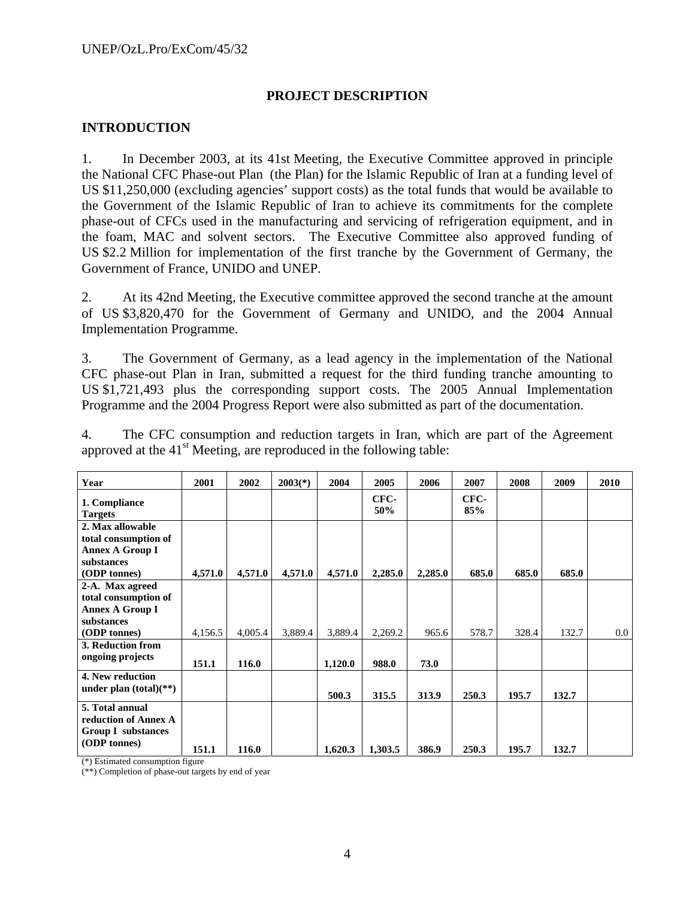## PROJECT DESCRIPTION

### INTRODUCTION

1. In December 2003, at its 41st Meeting, the Executive Committee approved in principle the National CFC Phase-out Plan (the Plan) for the Islamic Republic of Iran at a funding level of US $11,250,000 (excluding agencies' support costs) as the total funds that would be available to the Government of the Islamic Republic of Iran to achieve its commitments for the complete phase-out of CFCs used in the manufacturing and servicing of refrigeration equipment, and in the foam, MAC and solvent sectors. The Executive Committee also approved funding of US $2.2 Million for implementation of the first tranche by the Government of Germany, the Government of France, UNIDO and UNEP.

2. At its 42nd Meeting, the Executive committee approved the second tranche at the amount of US $3,820,470 for the Government of Germany and UNIDO, and the 2004 Annual Implementation Programme.

3. The Government of Germany, as a lead agency in the implementation of the National CFC phase-out Plan in Iran, submitted a request for the third funding tranche amounting to US $1,721,493 plus the corresponding support costs. The 2005 Annual Implementation Programme and the 2004 Progress Report were also submitted as part of the documentation.

4. The CFC consumption and reduction targets in Iran, which are part of the Agreement approved at the 41st Meeting, are reproduced in the following table:

| Year | 2001 | 2002 | 2003(*) | 2004 | 2005 | 2006 | 2007 | 2008 | 2009 | 2010 |
|---|---|---|---|---|---|---|---|---|---|---|
| **1. Compliance Targets** | | | | | **CFC-50%** | | **CFC-85%** | | | |
| **2. Max allowable total consumption of Annex A Group I substances (ODP tonnes)** | **4,571.0** | **4,571.0** | **4,571.0** | **4,571.0** | **2,285.0** | **2,285.0** | **685.0** | **685.0** | **685.0** | |
| **2-A. Max agreed total consumption of Annex A Group I substances (ODP tonnes)** | 4,156.5 | 4,005.4 | 3,889.4 | 3,889.4 | 2,269.2 | 965.6 | 578.7 | 328.4 | 132.7 | 0.0 |
| **3. Reduction from ongoing projects** | **151.1** | **116.0** | | **1,120.0** | **988.0** | **73.0** | | | | |
| **4. New reduction under plan (total)(\*\*)** | | | | **500.3** | **315.5** | **313.9** | **250.3** | **195.7** | **132.7** | |
| **5. Total annual reduction of Annex A Group I substances (ODP tonnes)** | **151.1** | **116.0** | | **1,620.3** | **1,303.5** | **386.9** | **250.3** | **195.7** | **132.7** | |

(*) Estimated consumption figure
(**) Completion of phase-out targets by end of year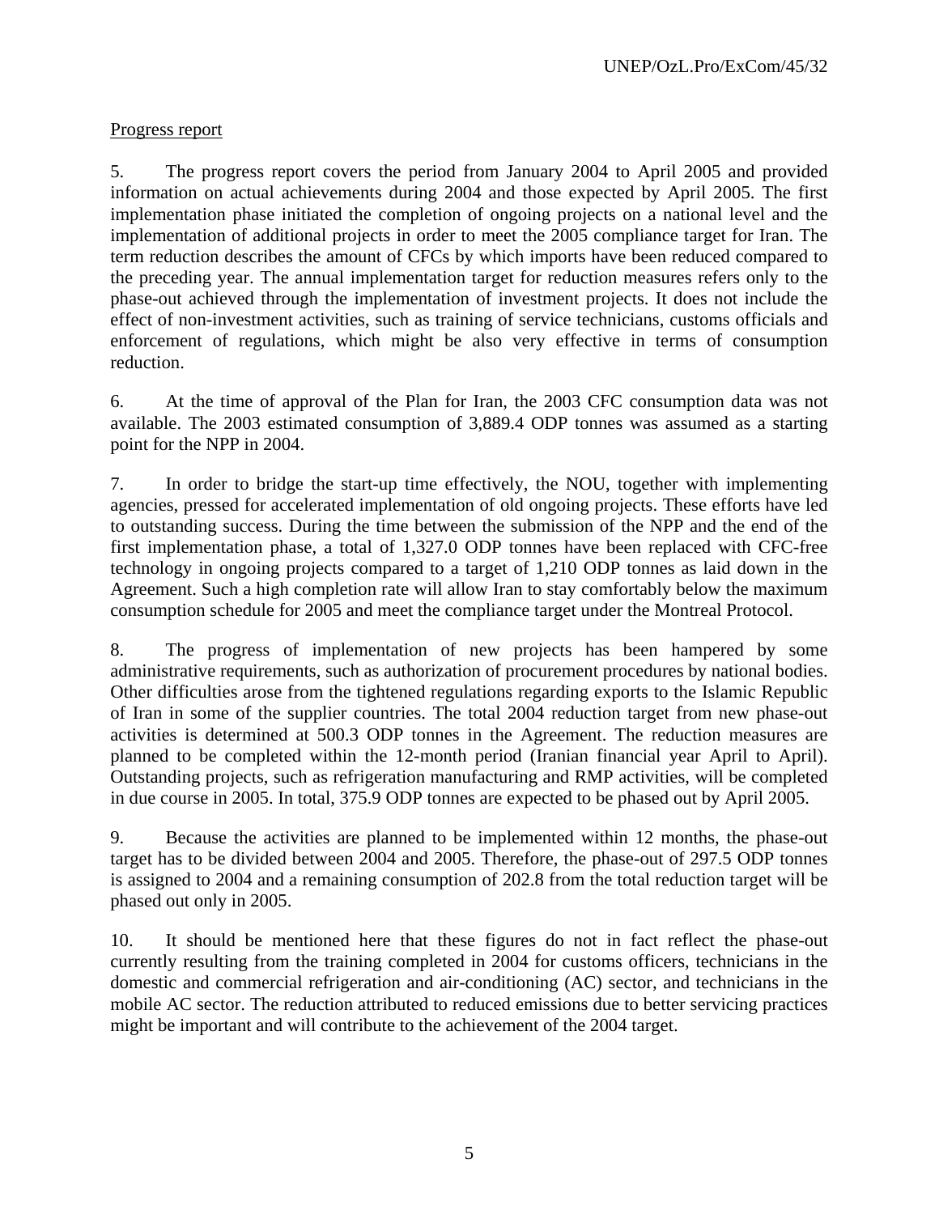Progress report

5. The progress report covers the period from January 2004 to April 2005 and provided information on actual achievements during 2004 and those expected by April 2005. The first implementation phase initiated the completion of ongoing projects on a national level and the implementation of additional projects in order to meet the 2005 compliance target for Iran. The term reduction describes the amount of CFCs by which imports have been reduced compared to the preceding year. The annual implementation target for reduction measures refers only to the phase-out achieved through the implementation of investment projects. It does not include the effect of non-investment activities, such as training of service technicians, customs officials and enforcement of regulations, which might be also very effective in terms of consumption reduction.

6. At the time of approval of the Plan for Iran, the 2003 CFC consumption data was not available. The 2003 estimated consumption of 3,889.4 ODP tonnes was assumed as a starting point for the NPP in 2004.

7. In order to bridge the start-up time effectively, the NOU, together with implementing agencies, pressed for accelerated implementation of old ongoing projects. These efforts have led to outstanding success. During the time between the submission of the NPP and the end of the first implementation phase, a total of 1,327.0 ODP tonnes have been replaced with CFC-free technology in ongoing projects compared to a target of 1,210 ODP tonnes as laid down in the Agreement. Such a high completion rate will allow Iran to stay comfortably below the maximum consumption schedule for 2005 and meet the compliance target under the Montreal Protocol.

8. The progress of implementation of new projects has been hampered by some administrative requirements, such as authorization of procurement procedures by national bodies. Other difficulties arose from the tightened regulations regarding exports to the Islamic Republic of Iran in some of the supplier countries. The total 2004 reduction target from new phase-out activities is determined at 500.3 ODP tonnes in the Agreement. The reduction measures are planned to be completed within the 12-month period (Iranian financial year April to April). Outstanding projects, such as refrigeration manufacturing and RMP activities, will be completed in due course in 2005. In total, 375.9 ODP tonnes are expected to be phased out by April 2005.

9. Because the activities are planned to be implemented within 12 months, the phase-out target has to be divided between 2004 and 2005. Therefore, the phase-out of 297.5 ODP tonnes is assigned to 2004 and a remaining consumption of 202.8 from the total reduction target will be phased out only in 2005.

10. It should be mentioned here that these figures do not in fact reflect the phase-out currently resulting from the training completed in 2004 for customs officers, technicians in the domestic and commercial refrigeration and air-conditioning (AC) sector, and technicians in the mobile AC sector. The reduction attributed to reduced emissions due to better servicing practices might be important and will contribute to the achievement of the 2004 target.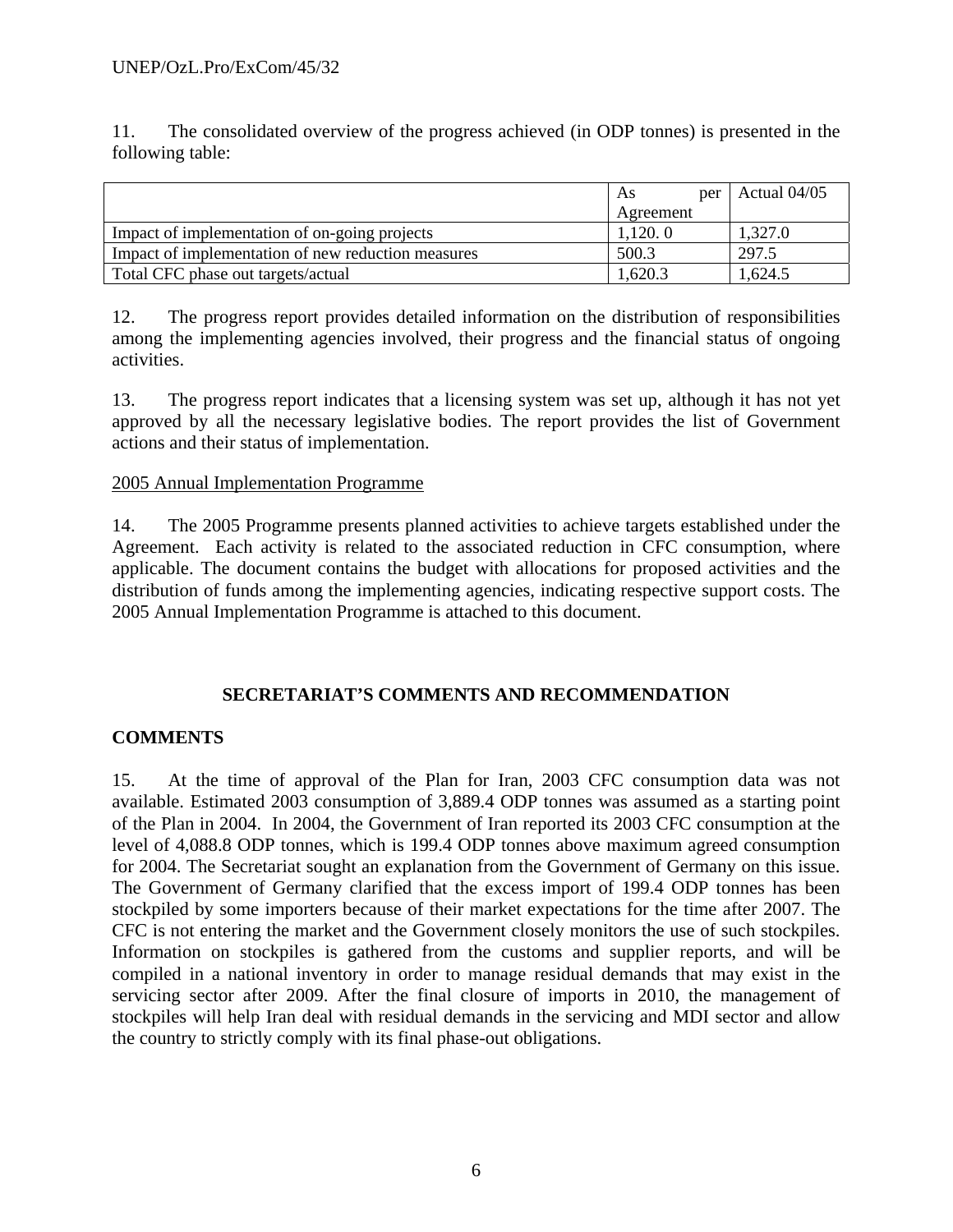11. The consolidated overview of the progress achieved (in ODP tonnes) is presented in the following table:

| | As per Agreement | Actual 04/05 |
|---|---|---|
| Impact of implementation of on-going projects | 1,120. 0 | 1,327.0 |
| Impact of implementation of new reduction measures | 500.3 | 297.5 |
| Total CFC phase out targets/actual | 1,620.3 | 1,624.5 |

12. The progress report provides detailed information on the distribution of responsibilities among the implementing agencies involved, their progress and the financial status of ongoing activities.

13. The progress report indicates that a licensing system was set up, although it has not yet approved by all the necessary legislative bodies. The report provides the list of Government actions and their status of implementation.

2005 Annual Implementation Programme

14. The 2005 Programme presents planned activities to achieve targets established under the Agreement. Each activity is related to the associated reduction in CFC consumption, where applicable. The document contains the budget with allocations for proposed activities and the distribution of funds among the implementing agencies, indicating respective support costs. The 2005 Annual Implementation Programme is attached to this document.

## SECRETARIAT'S COMMENTS AND RECOMMENDATION

### COMMENTS

15. At the time of approval of the Plan for Iran, 2003 CFC consumption data was not available. Estimated 2003 consumption of 3,889.4 ODP tonnes was assumed as a starting point of the Plan in 2004. In 2004, the Government of Iran reported its 2003 CFC consumption at the level of 4,088.8 ODP tonnes, which is 199.4 ODP tonnes above maximum agreed consumption for 2004. The Secretariat sought an explanation from the Government of Germany on this issue. The Government of Germany clarified that the excess import of 199.4 ODP tonnes has been stockpiled by some importers because of their market expectations for the time after 2007. The CFC is not entering the market and the Government closely monitors the use of such stockpiles. Information on stockpiles is gathered from the customs and supplier reports, and will be compiled in a national inventory in order to manage residual demands that may exist in the servicing sector after 2009. After the final closure of imports in 2010, the management of stockpiles will help Iran deal with residual demands in the servicing and MDI sector and allow the country to strictly comply with its final phase-out obligations.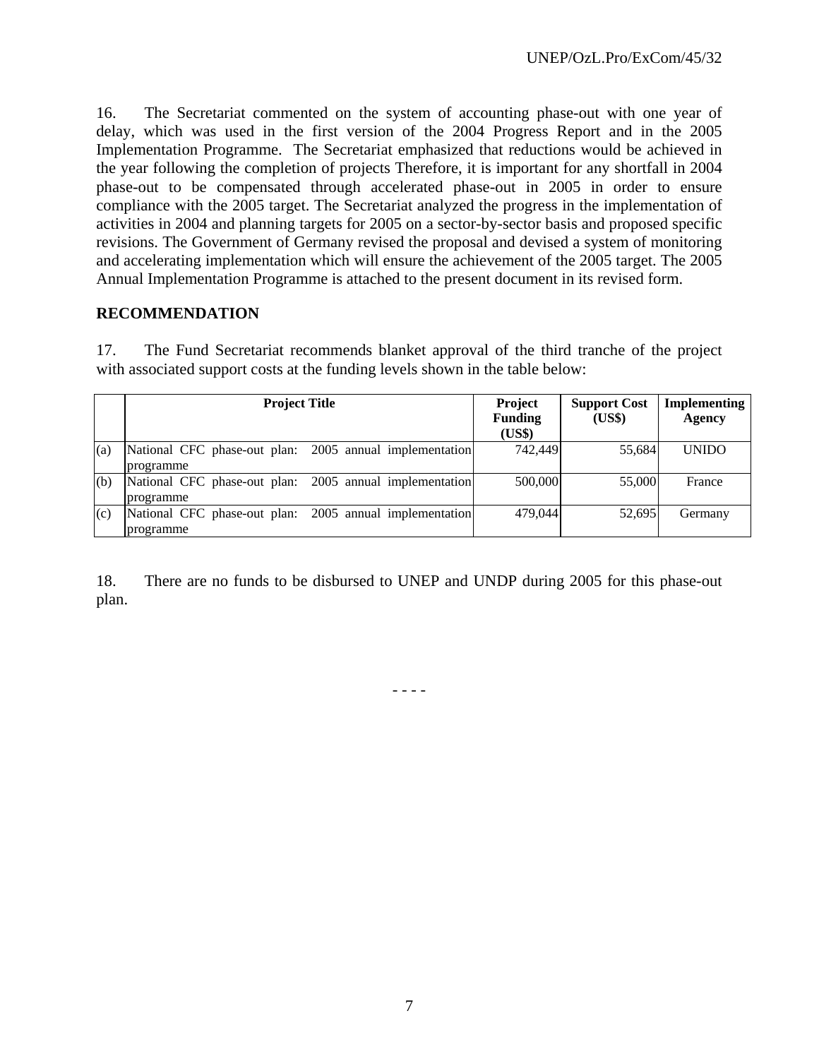16. The Secretariat commented on the system of accounting phase-out with one year of delay, which was used in the first version of the 2004 Progress Report and in the 2005 Implementation Programme. The Secretariat emphasized that reductions would be achieved in the year following the completion of projects Therefore, it is important for any shortfall in 2004 phase-out to be compensated through accelerated phase-out in 2005 in order to ensure compliance with the 2005 target. The Secretariat analyzed the progress in the implementation of activities in 2004 and planning targets for 2005 on a sector-by-sector basis and proposed specific revisions. The Government of Germany revised the proposal and devised a system of monitoring and accelerating implementation which will ensure the achievement of the 2005 target. The 2005 Annual Implementation Programme is attached to the present document in its revised form.

**RECOMMENDATION**

17. The Fund Secretariat recommends blanket approval of the third tranche of the project with associated support costs at the funding levels shown in the table below:

| | Project Title | Project Funding (US$) | Support Cost (US$) | Implementing Agency |
|---|---|---|---|---|
| (a) | National CFC phase-out plan: 2005 annual implementation programme | 742,449 | 55,684 | UNIDO |
| (b) | National CFC phase-out plan: 2005 annual implementation programme | 500,000 | 55,000 | France |
| (c) | National CFC phase-out plan: 2005 annual implementation programme | 479,044 | 52,695 | Germany |

18. There are no funds to be disbursed to UNEP and UNDP during 2005 for this phase-out plan.

- - - -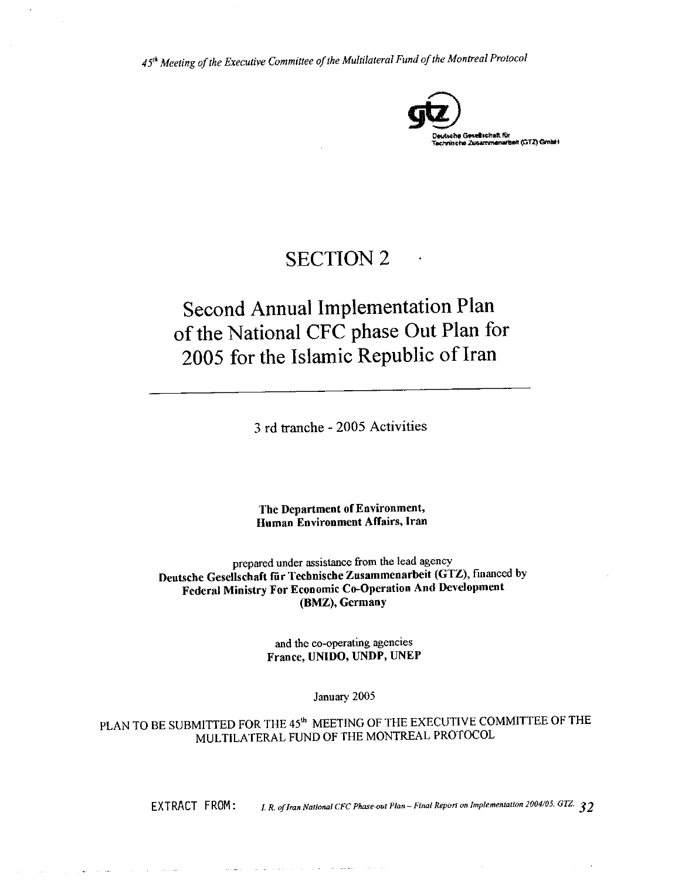*45th Meeting of the Executive Committee of the Multilateral Fund of the Montreal Protocol*

Deutsche Gesellschaft für Technische Zusammenarbeit (GTZ) GmbH

# SECTION 2

# Second Annual Implementation Plan of the National CFC phase Out Plan for 2005 for the Islamic Republic of Iran

3 rd tranche - 2005 Activities

**The Department of Environment,**
**Human Environment Affairs, Iran**

prepared under assistance from the lead agency
**Deutsche Gesellschaft für Technische Zusammenarbeit (GTZ)**, financed by
**Federal Ministry For Economic Co-Operation And Development (BMZ), Germany**

and the co-operating agencies
**France, UNIDO, UNDP, UNEP**

January 2005

PLAN TO BE SUBMITTED FOR THE 45th MEETING OF THE EXECUTIVE COMMITTEE OF THE MULTILATERAL FUND OF THE MONTREAL PROTOCOL

EXTRACT FROM: *I. R. of Iran National CFC Phase-out Plan – Final Report on Implementation 2004/05. GTZ.*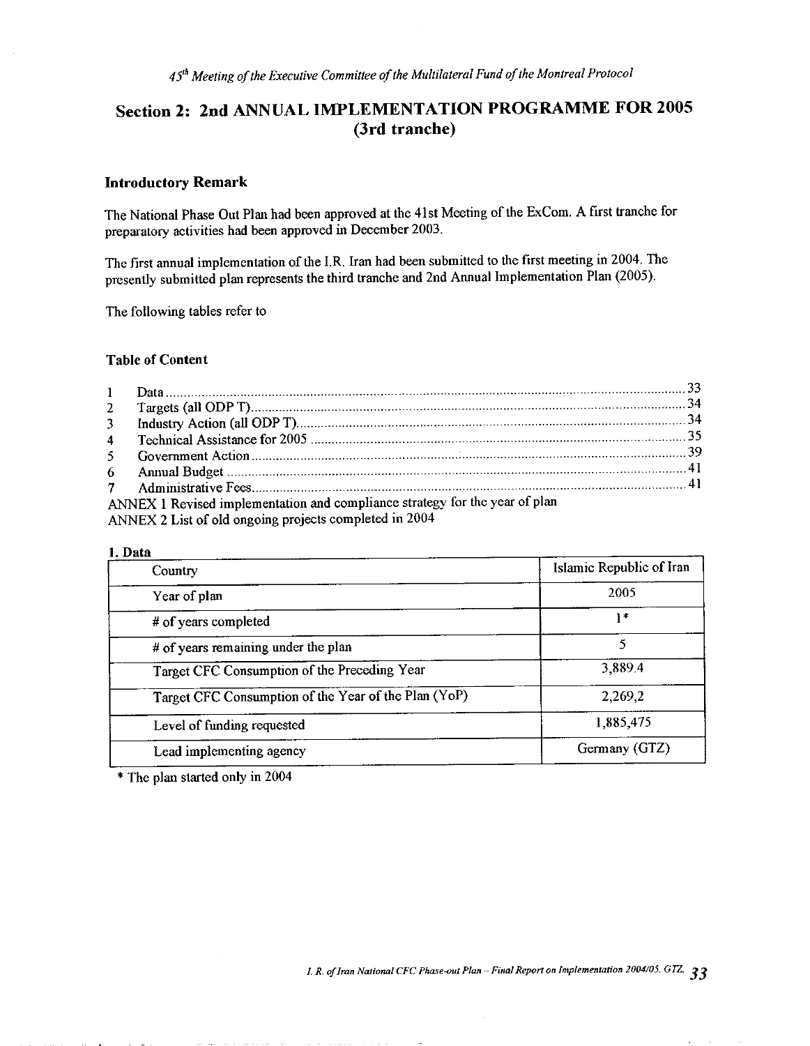*45th Meeting of the Executive Committee of the Multilateral Fund of the Montreal Protocol*

# Section 2: 2nd ANNUAL IMPLEMENTATION PROGRAMME FOR 2005 (3rd tranche)

### Introductory Remark

The National Phase Out Plan had been approved at the 41st Meeting of the ExCom. A first tranche for preparatory activities had been approved in December 2003.

The first annual implementation of the I.R. Iran had been submitted to the first meeting in 2004. The presently submitted plan represents the third tranche and 2nd Annual Implementation Plan (2005).

The following tables refer to

### Table of Content

1 Data ........ 33
2 Targets (all ODP T) ........ 34
3 Industry Action (all ODP T) ........ 34
4 Technical Assistance for 2005 ........ 35
5 Government Action ........ 39
6 Annual Budget ........ 41
7 Administrative Fees ........ 41
ANNEX 1 Revised implementation and compliance strategy for the year of plan
ANNEX 2 List of old ongoing projects completed in 2004

### 1. Data

| Country | Islamic Republic of Iran |
|---|---|
| Year of plan | 2005 |
| # of years completed | 1* |
| # of years remaining under the plan | 5 |
| Target CFC Consumption of the Preceding Year | 3,889.4 |
| Target CFC Consumption of the Year of the Plan (YoP) | 2,269,2 |
| Level of funding requested | 1,885,475 |
| Lead implementing agency | Germany (GTZ) |

* The plan started only in 2004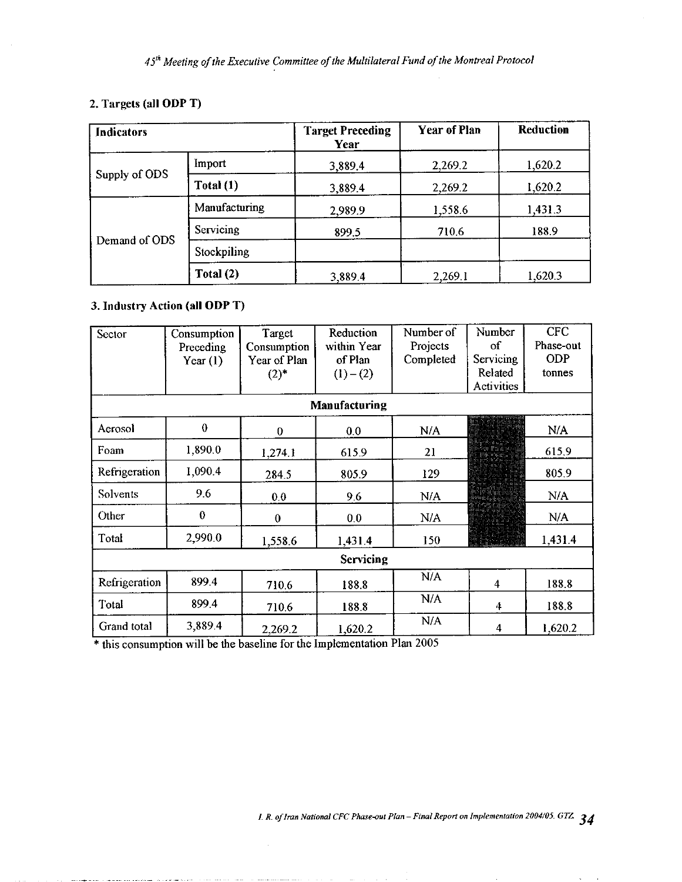## 2. Targets (all ODP T)

| Indicators | | Target Preceding Year | Year of Plan | Reduction |
|---|---|---|---|---|
| Supply of ODS | Import | 3,889.4 | 2,269.2 | 1,620.2 |
| | **Total (1)** | 3,889.4 | 2,269.2 | 1,620.2 |
| Demand of ODS | Manufacturing | 2,989.9 | 1,558.6 | 1,431.3 |
| | Servicing | 899.5 | 710.6 | 188.9 |
| | Stockpiling | | | |
| | **Total (2)** | 3,889.4 | 2,269.1 | 1,620.3 |

## 3. Industry Action (all ODP T)

| Sector | Consumption Preceding Year (1) | Target Consumption Year of Plan (2)* | Reduction within Year of Plan (1) – (2) | Number of Projects Completed | Number of Servicing Related Activities | CFC Phase-out ODP tonnes |
|---|---|---|---|---|---|---|
| **Manufacturing** | | | | | | |
| Aerosol | 0 | 0 | 0.0 | N/A | | N/A |
| Foam | 1,890.0 | 1,274.1 | 615.9 | 21 | | 615.9 |
| Refrigeration | 1,090.4 | 284.5 | 805.9 | 129 | | 805.9 |
| Solvents | 9.6 | 0.0 | 9.6 | N/A | | N/A |
| Other | 0 | 0 | 0.0 | N/A | | N/A |
| Total | 2,990.0 | 1,558.6 | 1,431.4 | 150 | | 1,431.4 |
| **Servicing** | | | | | | |
| Refrigeration | 899.4 | 710.6 | 188.8 | N/A | 4 | 188.8 |
| Total | 899.4 | 710.6 | 188.8 | N/A | 4 | 188.8 |
| Grand total | 3,889.4 | 2,269.2 | 1,620.2 | N/A | 4 | 1,620.2 |

\* this consumption will be the baseline for the Implementation Plan 2005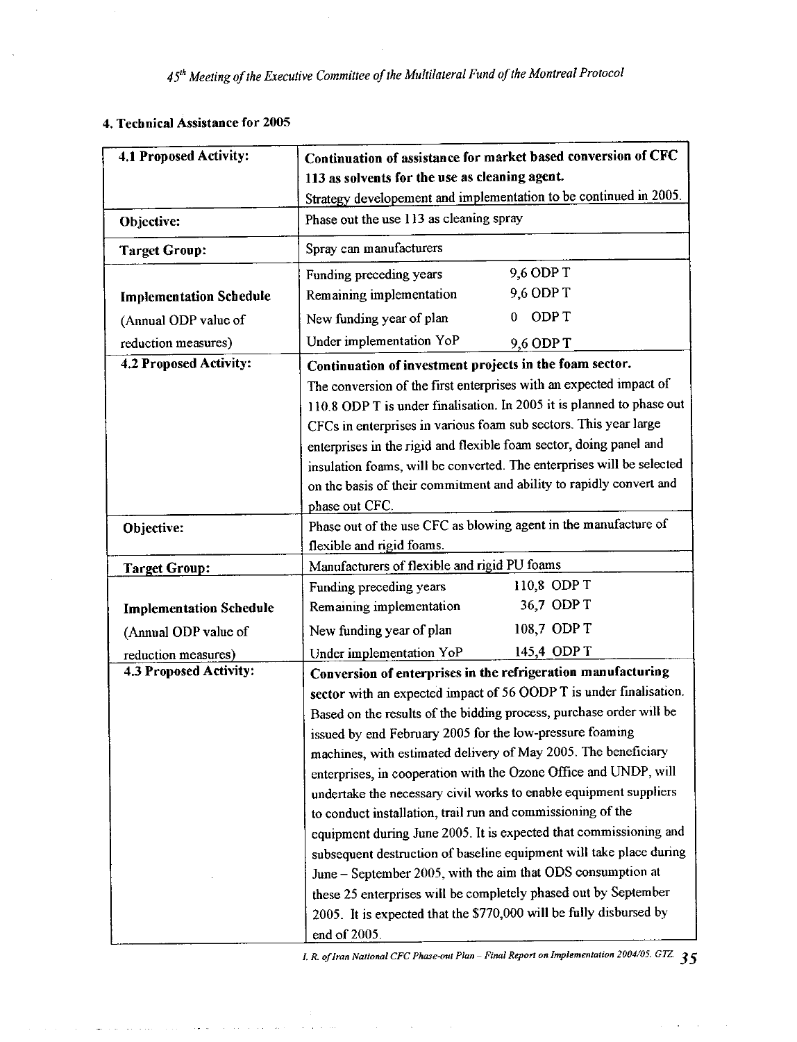## 4. Technical Assistance for 2005

| | |
|---|---|
| **4.1 Proposed Activity:** | **Continuation of assistance for market based conversion of CFC 113 as solvents for the use as cleaning agent.**<br>Strategy developement and implementation to be continued in 2005. |
| **Objective:** | Phase out the use 113 as cleaning spray |
| **Target Group:** | Spray can manufacturers |
| **Implementation Schedule**<br>(Annual ODP value of reduction measures) | Funding preceding years 9,6 ODP T<br>Remaining implementation 9,6 ODP T<br>New funding year of plan 0 ODP T<br>Under implementation YoP 9,6 ODP T |
| **4.2 Proposed Activity:** | **Continuation of investment projects in the foam sector.**<br>The conversion of the first enterprises with an expected impact of 110.8 ODP T is under finalisation. In 2005 it is planned to phase out CFCs in enterprises in various foam sub sectors. This year large enterprises in the rigid and flexible foam sector, doing panel and insulation foams, will be converted. The enterprises will be selected on the basis of their commitment and ability to rapidly convert and phase out CFC. |
| **Objective:** | Phase out of the use CFC as blowing agent in the manufacture of flexible and rigid foams. |
| **Target Group:** | Manufacturers of flexible and rigid PU foams |
| **Implementation Schedule**<br>(Annual ODP value of reduction measures) | Funding preceding years 110,8 ODP T<br>Remaining implementation 36,7 ODP T<br>New funding year of plan 108,7 ODP T<br>Under implementation YoP 145,4 ODP T |
| **4.3 Proposed Activity:** | **Conversion of enterprises in the refrigeration manufacturing sector** with an expected impact of 56 OODP T is under finalisation. Based on the results of the bidding process, purchase order will be issued by end February 2005 for the low-pressure foaming machines, with estimated delivery of May 2005. The beneficiary enterprises, in cooperation with the Ozone Office and UNDP, will undertake the necessary civil works to enable equipment suppliers to conduct installation, trail run and commissioning of the equipment during June 2005. It is expected that commissioning and subsequent destruction of baseline equipment will take place during June – September 2005, with the aim that ODS consumption at these 25 enterprises will be completely phased out by September 2005. It is expected that the $770,000 will be fully disbursed by end of 2005. |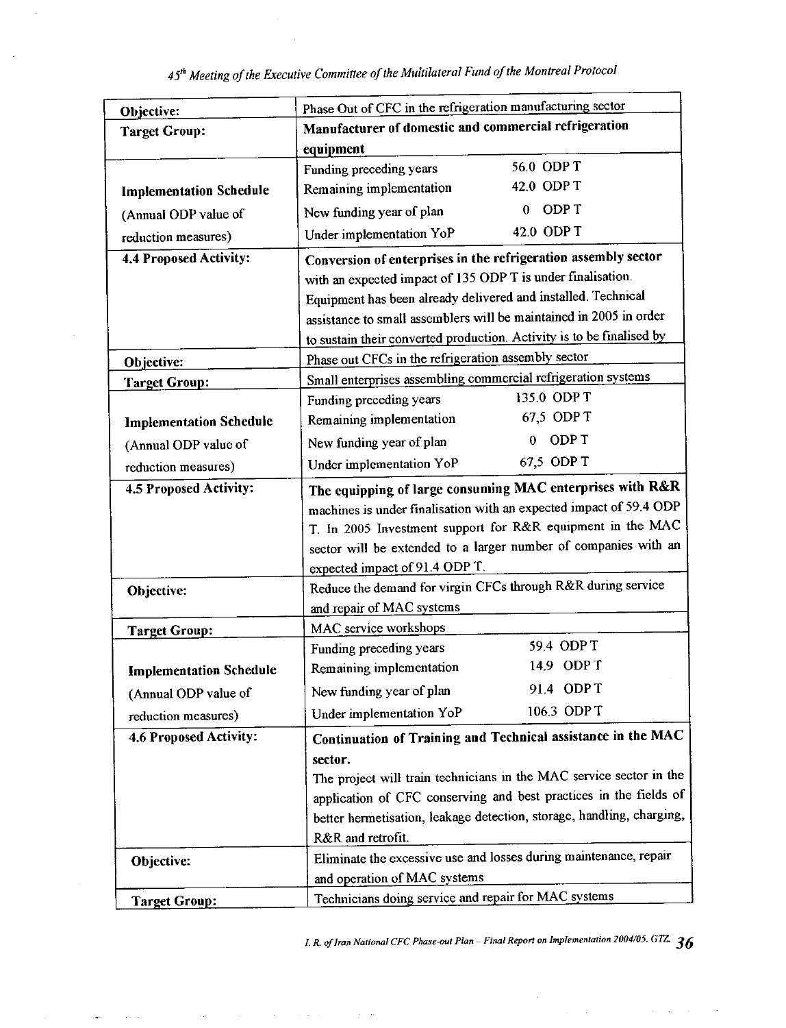| | |
|---|---|
| **Objective:** | Phase Out of CFC in the refrigeration manufacturing sector |
| **Target Group:** | **Manufacturer of domestic and commercial refrigeration equipment** |
| **Implementation Schedule** (Annual ODP value of reduction measures) | Funding preceding years 56.0 ODP T<br>Remaining implementation 42.0 ODP T<br>New funding year of plan 0 ODP T<br>Under implementation YoP 42.0 ODP T |
| **4.4 Proposed Activity:** | **Conversion of enterprises in the refrigeration assembly sector** with an expected impact of 135 ODP T is under finalisation. Equipment has been already delivered and installed. Technical assistance to small assemblers will be maintained in 2005 in order to sustain their converted production. Activity is to be finalised by |
| **Objective:** | Phase out CFCs in the refrigeration assembly sector |
| **Target Group:** | Small enterprises assembling commercial refrigeration systems |
| **Implementation Schedule** (Annual ODP value of reduction measures) | Funding preceding years 135.0 ODP T<br>Remaining implementation 67,5 ODP T<br>New funding year of plan 0 ODP T<br>Under implementation YoP 67,5 ODP T |
| **4.5 Proposed Activity:** | **The equipping of large consuming MAC enterprises with R&R** machines is under finalisation with an expected impact of 59.4 ODP T. In 2005 Investment support for R&R equipment in the MAC sector will be extended to a larger number of companies with an expected impact of 91.4 ODP T. |
| **Objective:** | Reduce the demand for virgin CFCs through R&R during service and repair of MAC systems |
| **Target Group:** | MAC service workshops |
| **Implementation Schedule** (Annual ODP value of reduction measures) | Funding preceding years 59.4 ODP T<br>Remaining implementation 14.9 ODP T<br>New funding year of plan 91.4 ODP T<br>Under implementation YoP 106.3 ODP T |
| **4.6 Proposed Activity:** | **Continuation of Training and Technical assistance in the MAC sector.**<br>The project will train technicians in the MAC service sector in the application of CFC conserving and best practices in the fields of better hermetisation, leakage detection, storage, handling, charging, R&R and retrofit. |
| **Objective:** | Eliminate the excessive use and losses during maintenance, repair and operation of MAC systems |
| **Target Group:** | Technicians doing service and repair for MAC systems |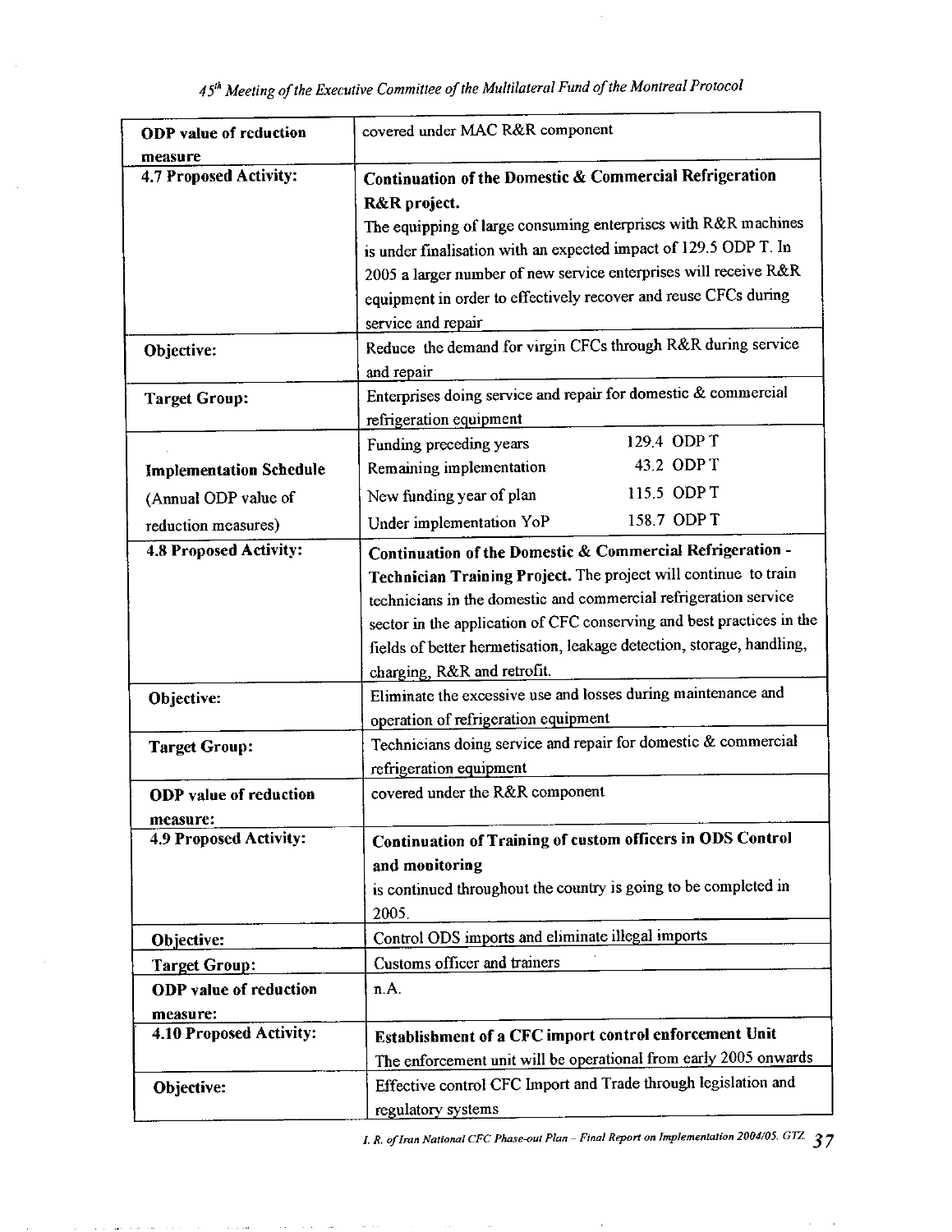| | |
|---|---|
| **ODP value of reduction measure** | covered under MAC R&R component |
| **4.7 Proposed Activity:** | **Continuation of the Domestic & Commercial Refrigeration R&R project.** The equipping of large consuming enterprises with R&R machines is under finalisation with an expected impact of 129.5 ODP T. In 2005 a larger number of new service enterprises will receive R&R equipment in order to effectively recover and reuse CFCs during service and repair |
| **Objective:** | Reduce the demand for virgin CFCs through R&R during service and repair |
| **Target Group:** | Enterprises doing service and repair for domestic & commercial refrigeration equipment |
| **Implementation Schedule** (Annual ODP value of reduction measures) | Funding preceding years 129.4 ODP T<br>Remaining implementation 43.2 ODP T<br>New funding year of plan 115.5 ODP T<br>Under implementation YoP 158.7 ODP T |
| **4.8 Proposed Activity:** | **Continuation of the Domestic & Commercial Refrigeration - Technician Training Project.** The project will continue to train technicians in the domestic and commercial refrigeration service sector in the application of CFC conserving and best practices in the fields of better hermetisation, leakage detection, storage, handling, charging, R&R and retrofit. |
| **Objective:** | Eliminate the excessive use and losses during maintenance and operation of refrigeration equipment |
| **Target Group:** | Technicians doing service and repair for domestic & commercial refrigeration equipment |
| **ODP value of reduction measure:** | covered under the R&R component |
| **4.9 Proposed Activity:** | **Continuation of Training of custom officers in ODS Control and monitoring** is continued throughout the country is going to be completed in 2005. |
| **Objective:** | Control ODS imports and eliminate illegal imports |
| **Target Group:** | Customs officer and trainers |
| **ODP value of reduction measure:** | n.A. |
| **4.10 Proposed Activity:** | **Establishment of a CFC import control enforcement Unit** The enforcement unit will be operational from early 2005 onwards |
| **Objective:** | Effective control CFC Import and Trade through legislation and regulatory systems |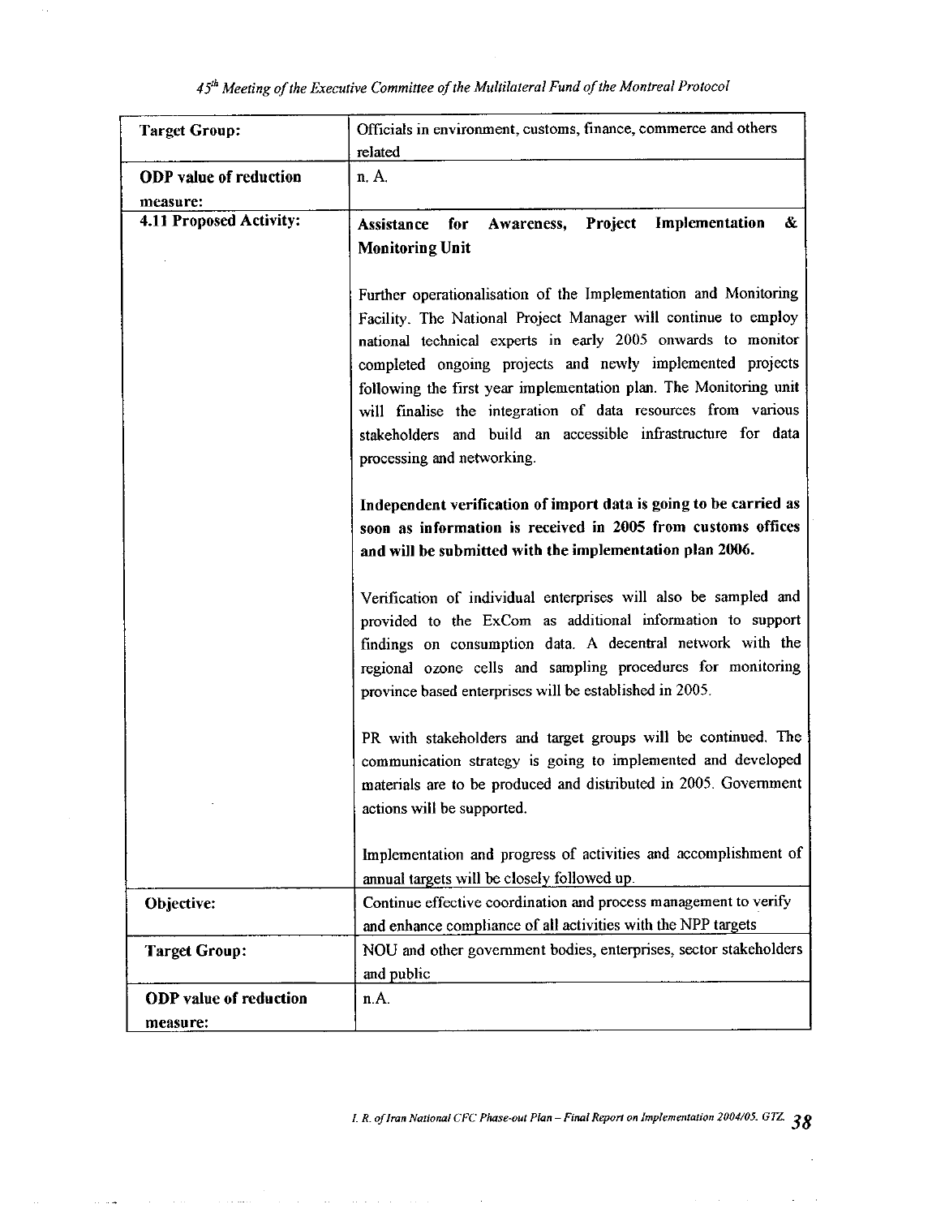| Target Group: | Officials in environment, customs, finance, commerce and others related |
|---|---|
| **ODP value of reduction measure:** | n. A. |
| **4.11 Proposed Activity:** | **Assistance for Awareness, Project Implementation & Monitoring Unit**<br><br>Further operationalisation of the Implementation and Monitoring Facility. The National Project Manager will continue to employ national technical experts in early 2005 onwards to monitor completed ongoing projects and newly implemented projects following the first year implementation plan. The Monitoring unit will finalise the integration of data resources from various stakeholders and build an accessible infrastructure for data processing and networking.<br><br>**Independent verification of import data is going to be carried as soon as information is received in 2005 from customs offices and will be submitted with the implementation plan 2006.**<br><br>Verification of individual enterprises will also be sampled and provided to the ExCom as additional information to support findings on consumption data. A decentral network with the regional ozone cells and sampling procedures for monitoring province based enterprises will be established in 2005.<br><br>PR with stakeholders and target groups will be continued. The communication strategy is going to implemented and developed materials are to be produced and distributed in 2005. Government actions will be supported.<br><br>Implementation and progress of activities and accomplishment of annual targets will be closely followed up. |
| **Objective:** | Continue effective coordination and process management to verify and enhance compliance of all activities with the NPP targets |
| **Target Group:** | NOU and other government bodies, enterprises, sector stakeholders and public |
| **ODP value of reduction measure:** | n.A. |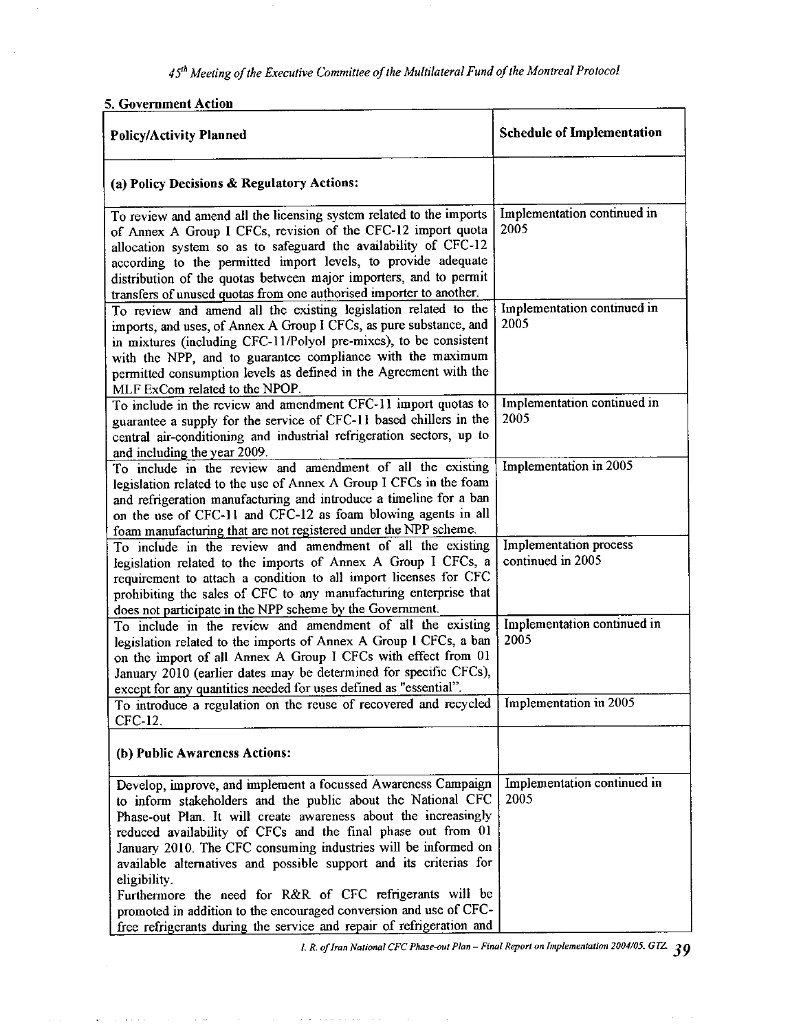## 5. Government Action

| Policy/Activity Planned | Schedule of Implementation |
|---|---|
| **(a) Policy Decisions & Regulatory Actions:** | |
| To review and amend all the licensing system related to the imports of Annex A Group I CFCs, revision of the CFC-12 import quota allocation system so as to safeguard the availability of CFC-12 according to the permitted import levels, to provide adequate distribution of the quotas between major importers, and to permit transfers of unused quotas from one authorised importer to another. | Implementation continued in 2005 |
| To review and amend all the existing legislation related to the imports, and uses, of Annex A Group I CFCs, as pure substance, and in mixtures (including CFC-11/Polyol pre-mixes), to be consistent with the NPP, and to guarantee compliance with the maximum permitted consumption levels as defined in the Agreement with the MLF ExCom related to the NPOP. | Implementation continued in 2005 |
| To include in the review and amendment CFC-11 import quotas to guarantee a supply for the service of CFC-11 based chillers in the central air-conditioning and industrial refrigeration sectors, up to and including the year 2009. | Implementation continued in 2005 |
| To include in the review and amendment of all the existing legislation related to the use of Annex A Group I CFCs in the foam and refrigeration manufacturing and introduce a timeline for a ban on the use of CFC-11 and CFC-12 as foam blowing agents in all foam manufacturing that are not registered under the NPP scheme. | Implementation in 2005 |
| To include in the review and amendment of all the existing legislation related to the imports of Annex A Group I CFCs, a requirement to attach a condition to all import licenses for CFC prohibiting the sales of CFC to any manufacturing enterprise that does not participate in the NPP scheme by the Government. | Implementation process continued in 2005 |
| To include in the review and amendment of all the existing legislation related to the imports of Annex A Group I CFCs, a ban on the import of all Annex A Group I CFCs with effect from 01 January 2010 (earlier dates may be determined for specific CFCs), except for any quantities needed for uses defined as "essential". | Implementation continued in 2005 |
| To introduce a regulation on the reuse of recovered and recycled CFC-12. | Implementation in 2005 |
| **(b) Public Awareness Actions:** | |
| Develop, improve, and implement a focussed Awareness Campaign to inform stakeholders and the public about the National CFC Phase-out Plan. It will create awareness about the increasingly reduced availability of CFCs and the final phase out from 01 January 2010. The CFC consuming industries will be informed on available alternatives and possible support and its criterias for eligibility.<br>Furthermore the need for R&R of CFC refrigerants will be promoted in addition to the encouraged conversion and use of CFC-free refrigerants during the service and repair of refrigeration and | Implementation continued in 2005 |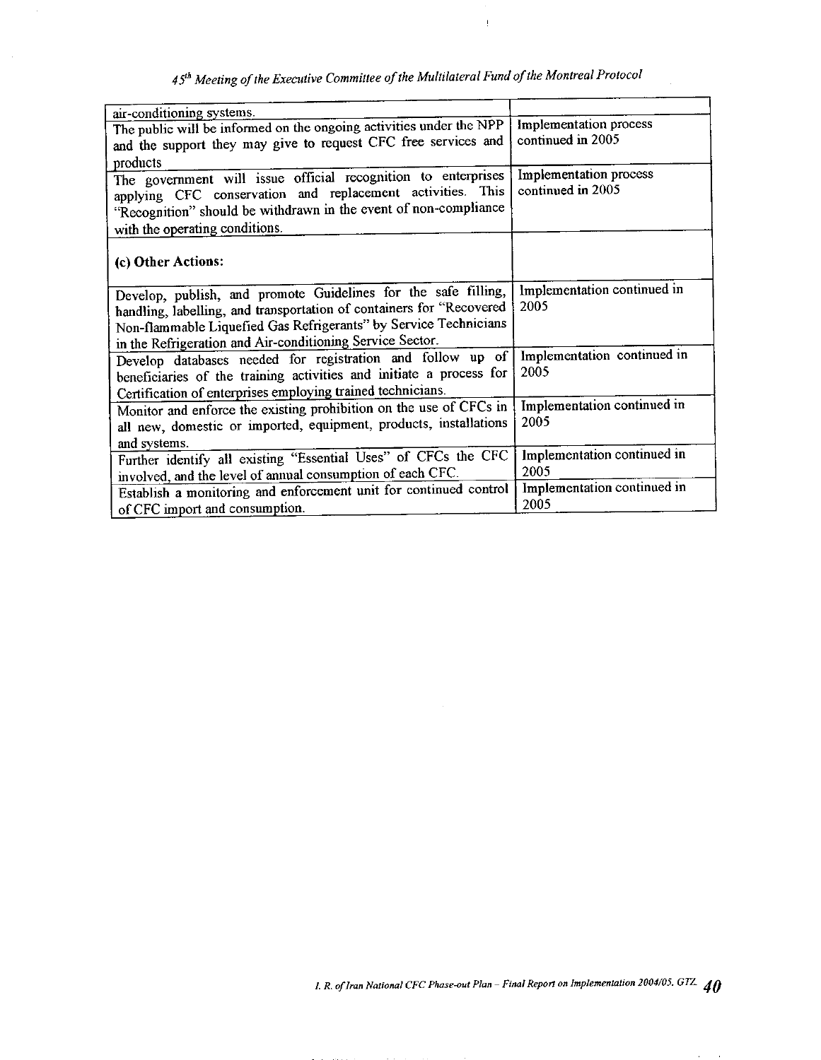| | |
|---|---|
| air-conditioning systems. | |
| The public will be informed on the ongoing activities under the NPP and the support they may give to request CFC free services and products | Implementation process continued in 2005 |
| The government will issue official recognition to enterprises applying CFC conservation and replacement activities. This "Recognition" should be withdrawn in the event of non-compliance with the operating conditions. | Implementation process continued in 2005 |
| **(c) Other Actions:** | |
| Develop, publish, and promote Guidelines for the safe filling, handling, labelling, and transportation of containers for "Recovered Non-flammable Liquefied Gas Refrigerants" by Service Technicians in the Refrigeration and Air-conditioning Service Sector. | Implementation continued in 2005 |
| Develop databases needed for registration and follow up of beneficiaries of the training activities and initiate a process for Certification of enterprises employing trained technicians. | Implementation continued in 2005 |
| Monitor and enforce the existing prohibition on the use of CFCs in all new, domestic or imported, equipment, products, installations and systems. | Implementation continued in 2005 |
| Further identify all existing "Essential Uses" of CFCs the CFC involved, and the level of annual consumption of each CFC. | Implementation continued in 2005 |
| Establish a monitoring and enforcement unit for continued control of CFC import and consumption. | Implementation continued in 2005 |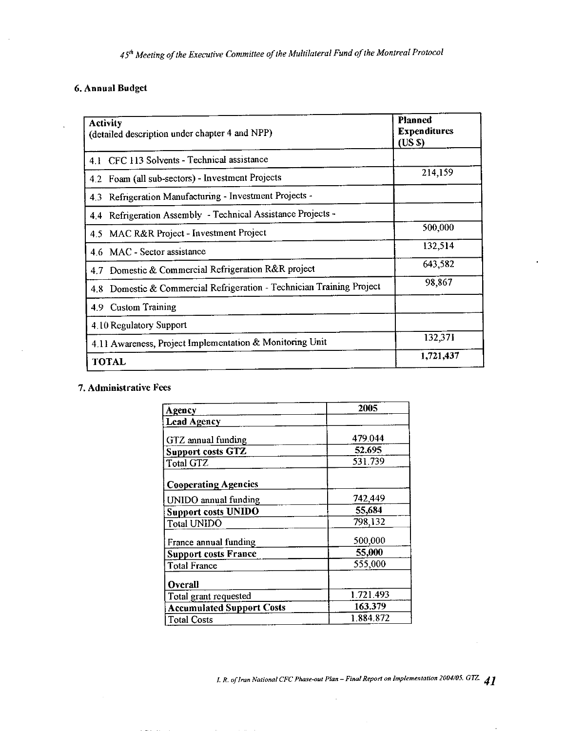## 6. Annual Budget

| Activity<br>(detailed description under chapter 4 and NPP) | Planned Expenditures (US $) |
|---|---|
| 4.1 CFC 113 Solvents - Technical assistance | |
| 4.2 Foam (all sub-sectors) - Investment Projects | 214,159 |
| 4.3 Refrigeration Manufacturing - Investment Projects - | |
| 4.4 Refrigeration Assembly - Technical Assistance Projects - | |
| 4.5 MAC R&R Project - Investment Project | 500,000 |
| 4.6 MAC - Sector assistance | 132,514 |
| 4.7 Domestic & Commercial Refrigeration R&R project | 643,582 |
| 4.8 Domestic & Commercial Refrigeration - Technician Training Project | 98,867 |
| 4.9 Custom Training | |
| 4.10 Regulatory Support | |
| 4.11 Awareness, Project Implementation & Monitoring Unit | 132,371 |
| **TOTAL** | **1,721,437** |

## 7. Administrative Fees

| Agency | 2005 |
|---|---|
| **Lead Agency** | |
| GTZ annual funding | 479.044 |
| **Support costs GTZ** | **52.695** |
| Total GTZ | 531.739 |
| **Cooperating Agencies** | |
| UNIDO annual funding | 742,449 |
| **Support costs UNIDO** | **55,684** |
| Total UNIDO | 798,132 |
| France annual funding | 500,000 |
| **Support costs France** | **55,000** |
| Total France | 555,000 |
| **Overall** | |
| Total grant requested | 1.721.493 |
| **Accumulated Support Costs** | **163.379** |
| Total Costs | 1.884.872 |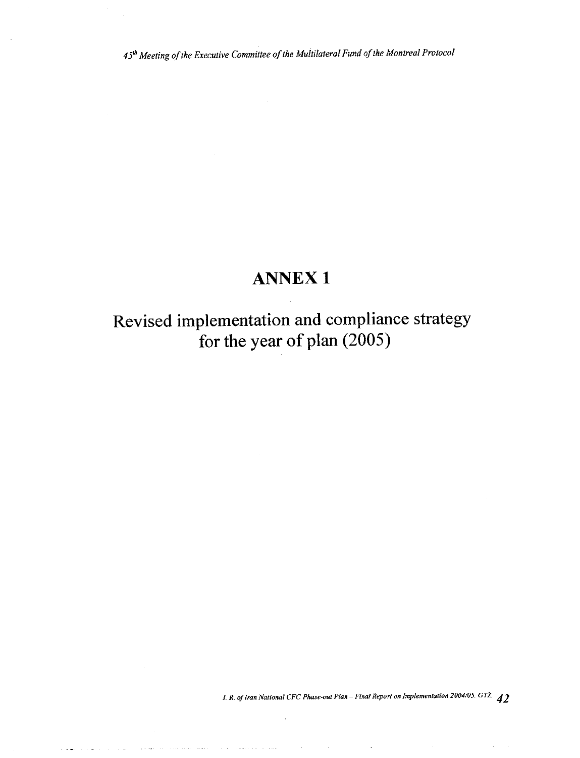# ANNEX 1

## Revised implementation and compliance strategy for the year of plan (2005)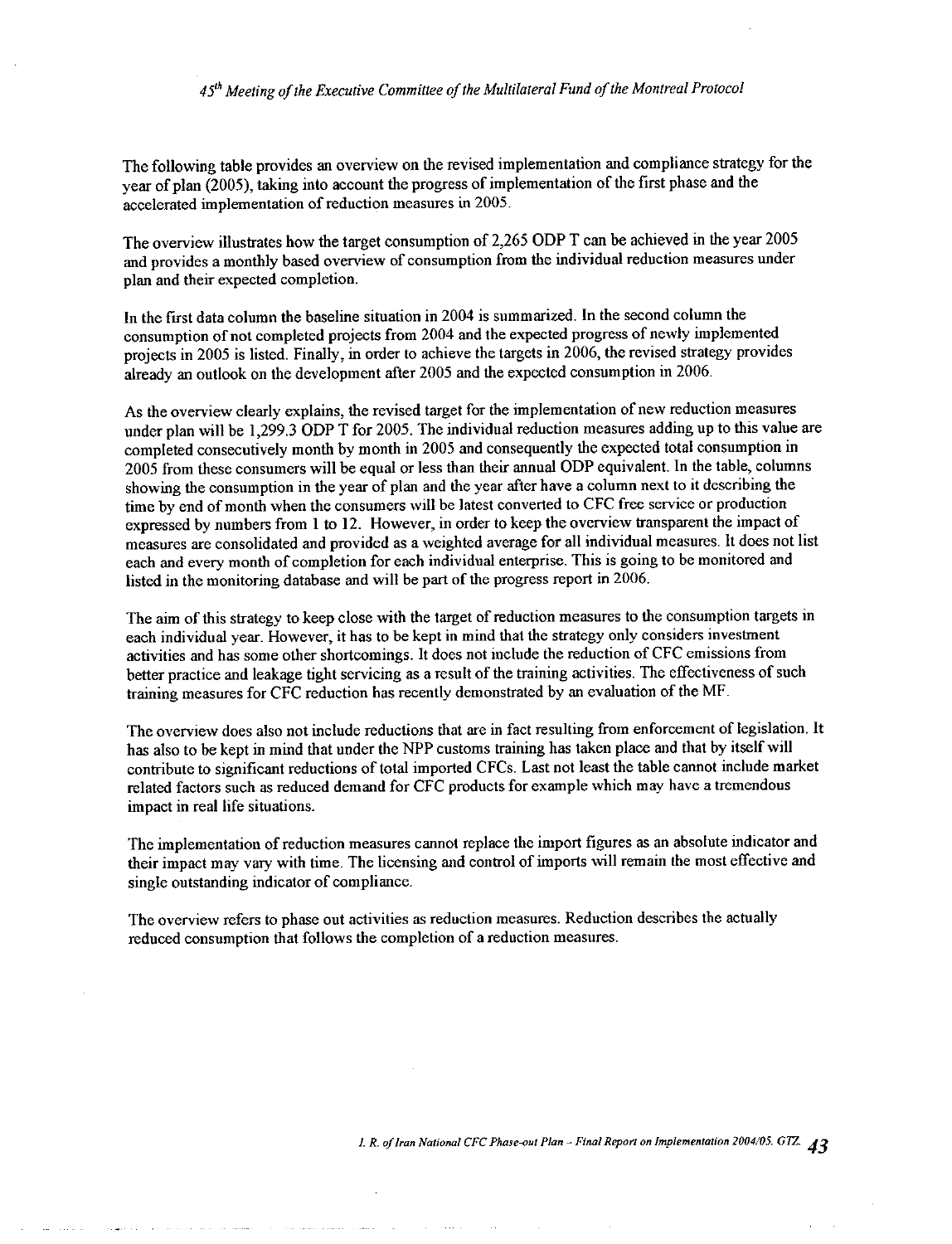The following table provides an overview on the revised implementation and compliance strategy for the year of plan (2005), taking into account the progress of implementation of the first phase and the accelerated implementation of reduction measures in 2005.

The overview illustrates how the target consumption of 2,265 ODP T can be achieved in the year 2005 and provides a monthly based overview of consumption from the individual reduction measures under plan and their expected completion.

In the first data column the baseline situation in 2004 is summarized. In the second column the consumption of not completed projects from 2004 and the expected progress of newly implemented projects in 2005 is listed. Finally, in order to achieve the targets in 2006, the revised strategy provides already an outlook on the development after 2005 and the expected consumption in 2006.

As the overview clearly explains, the revised target for the implementation of new reduction measures under plan will be 1,299.3 ODP T for 2005. The individual reduction measures adding up to this value are completed consecutively month by month in 2005 and consequently the expected total consumption in 2005 from these consumers will be equal or less than their annual ODP equivalent. In the table, columns showing the consumption in the year of plan and the year after have a column next to it describing the time by end of month when the consumers will be latest converted to CFC free service or production expressed by numbers from 1 to 12. However, in order to keep the overview transparent the impact of measures are consolidated and provided as a weighted average for all individual measures. It does not list each and every month of completion for each individual enterprise. This is going to be monitored and listed in the monitoring database and will be part of the progress report in 2006.

The aim of this strategy to keep close with the target of reduction measures to the consumption targets in each individual year. However, it has to be kept in mind that the strategy only considers investment activities and has some other shortcomings. It does not include the reduction of CFC emissions from better practice and leakage tight servicing as a result of the training activities. The effectiveness of such training measures for CFC reduction has recently demonstrated by an evaluation of the MF.

The overview does also not include reductions that are in fact resulting from enforcement of legislation. It has also to be kept in mind that under the NPP customs training has taken place and that by itself will contribute to significant reductions of total imported CFCs. Last not least the table cannot include market related factors such as reduced demand for CFC products for example which may have a tremendous impact in real life situations.

The implementation of reduction measures cannot replace the import figures as an absolute indicator and their impact may vary with time. The licensing and control of imports will remain the most effective and single outstanding indicator of compliance.

The overview refers to phase out activities as reduction measures. Reduction describes the actually reduced consumption that follows the completion of a reduction measures.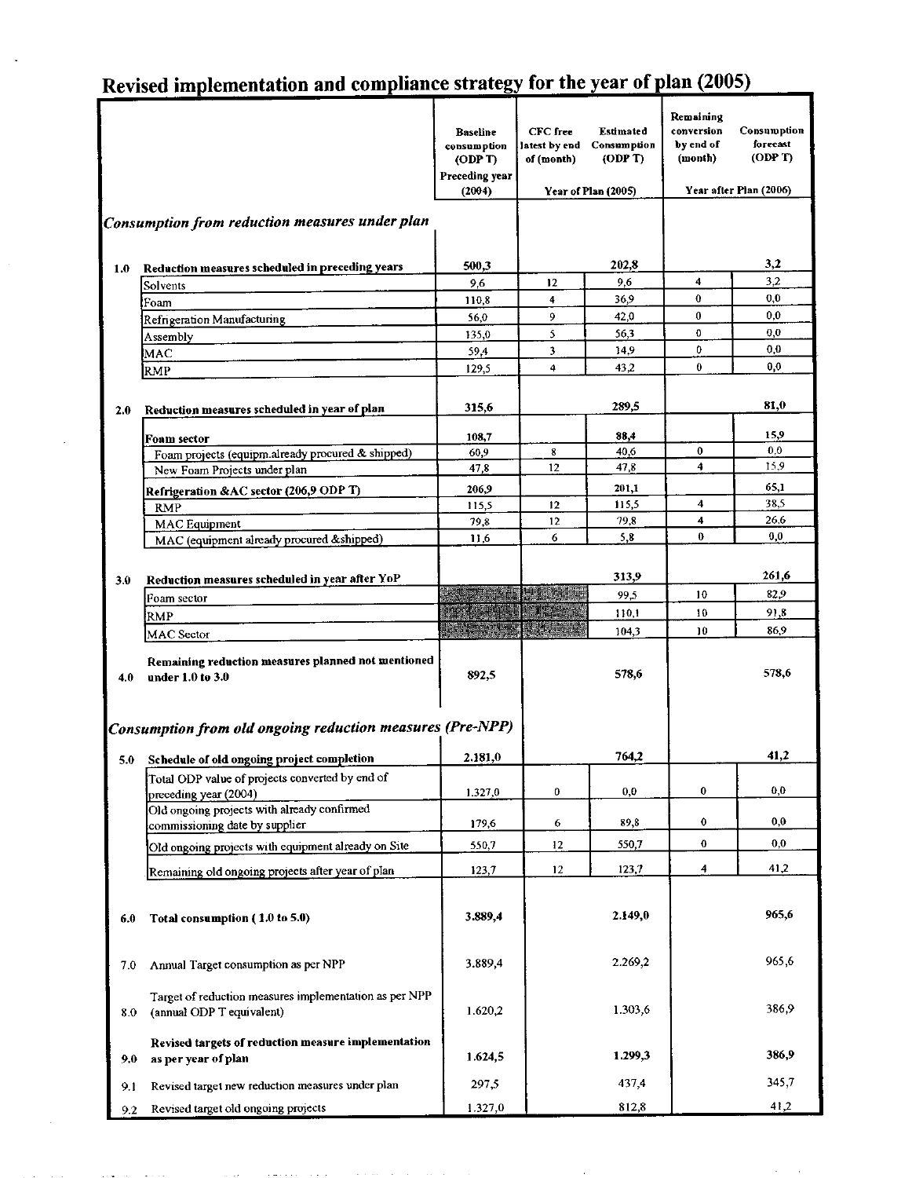# Revised implementation and compliance strategy for the year of plan (2005)

| | | Baseline consumption (ODP T) Preceding year (2004) | CFC free latest by end of (month) | Estimated Consumption (ODP T) | Remaining conversion by end of (month) | Consumption forecast (ODP T) |
|---|---|---|---|---|---|---|
| | | | Year of Plan (2005) | | Year after Plan (2006) | |
| | ***Consumption from reduction measures under plan*** | | | | | |
| **1.0** | **Reduction measures scheduled in preceding years** | **500,3** | | **202,8** | | **3,2** |
| | Solvents | 9,6 | 12 | 9,6 | 4 | 3,2 |
| | Foam | 110,8 | 4 | 36,9 | 0 | 0,0 |
| | Refrigeration Manufacturing | 56,0 | 9 | 42,0 | 0 | 0,0 |
| | Assembly | 135,0 | 5 | 56,3 | 0 | 0,0 |
| | MAC | 59,4 | 3 | 14,9 | 0 | 0,0 |
| | RMP | 129,5 | 4 | 43,2 | 0 | 0,0 |
| **2.0** | **Reduction measures scheduled in year of plan** | **315,6** | | **289,5** | | **81,0** |
| | **Foam sector** | 108,7 | | 88,4 | | 15,9 |
| | Foam projects (equipm.already procured & shipped) | 60,9 | 8 | 40,6 | 0 | 0,0 |
| | New Foam Projects under plan | 47,8 | 12 | 47,8 | 4 | 15,9 |
| | **Refrigeration &AC sector (206,9 ODP T)** | 206,9 | | 201,1 | | 65,1 |
| | RMP | 115,5 | 12 | 115,5 | 4 | 38,5 |
| | MAC Equipment | 79,8 | 12 | 79,8 | 4 | 26,6 |
| | MAC (equipment already procured &shipped) | 11,6 | 6 | 5,8 | 0 | 0,0 |
| **3.0** | **Reduction measures scheduled in year after YoP** | | | 313,9 | | 261,6 |
| | Foam sector | | | 99,5 | 10 | 82,9 |
| | RMP | | | 110,1 | 10 | 91,8 |
| | MAC Sector | | | 104,3 | 10 | 86,9 |
| **4.0** | **Remaining reduction measures planned not mentioned under 1.0 to 3.0** | 892,5 | | 578,6 | | 578,6 |
| | ***Consumption from old ongoing reduction measures (Pre-NPP)*** | | | | | |
| **5.0** | **Schedule of old ongoing project completion** | **2.181,0** | | **764,2** | | **41,2** |
| | Total ODP value of projects converted by end of preceding year (2004) | 1.327,0 | 0 | 0,0 | 0 | 0,0 |
| | Old ongoing projects with already confirmed commissioning date by supplier | 179,6 | 6 | 89,8 | 0 | 0,0 |
| | Old ongoing projects with equipment already on Site | 550,7 | 12 | 550,7 | 0 | 0,0 |
| | Remaining old ongoing projects after year of plan | 123,7 | 12 | 123,7 | 4 | 41,2 |
| **6.0** | **Total consumption ( 1.0 to 5.0)** | **3.889,4** | | **2.149,0** | | **965,6** |
| 7.0 | Annual Target consumption as per NPP | 3.889,4 | | 2.269,2 | | 965,6 |
| 8.0 | Target of reduction measures implementation as per NPP (annual ODP T equivalent) | 1.620,2 | | 1.303,6 | | 386,9 |
| **9.0** | **Revised targets of reduction measure implementation as per year of plan** | **1.624,5** | | **1.299,3** | | **386,9** |
| 9.1 | Revised target new reduction measures under plan | 297,5 | | 437,4 | | 345,7 |
| 9.2 | Revised target old ongoing projects | 1.327,0 | | 812,8 | | 41,2 |